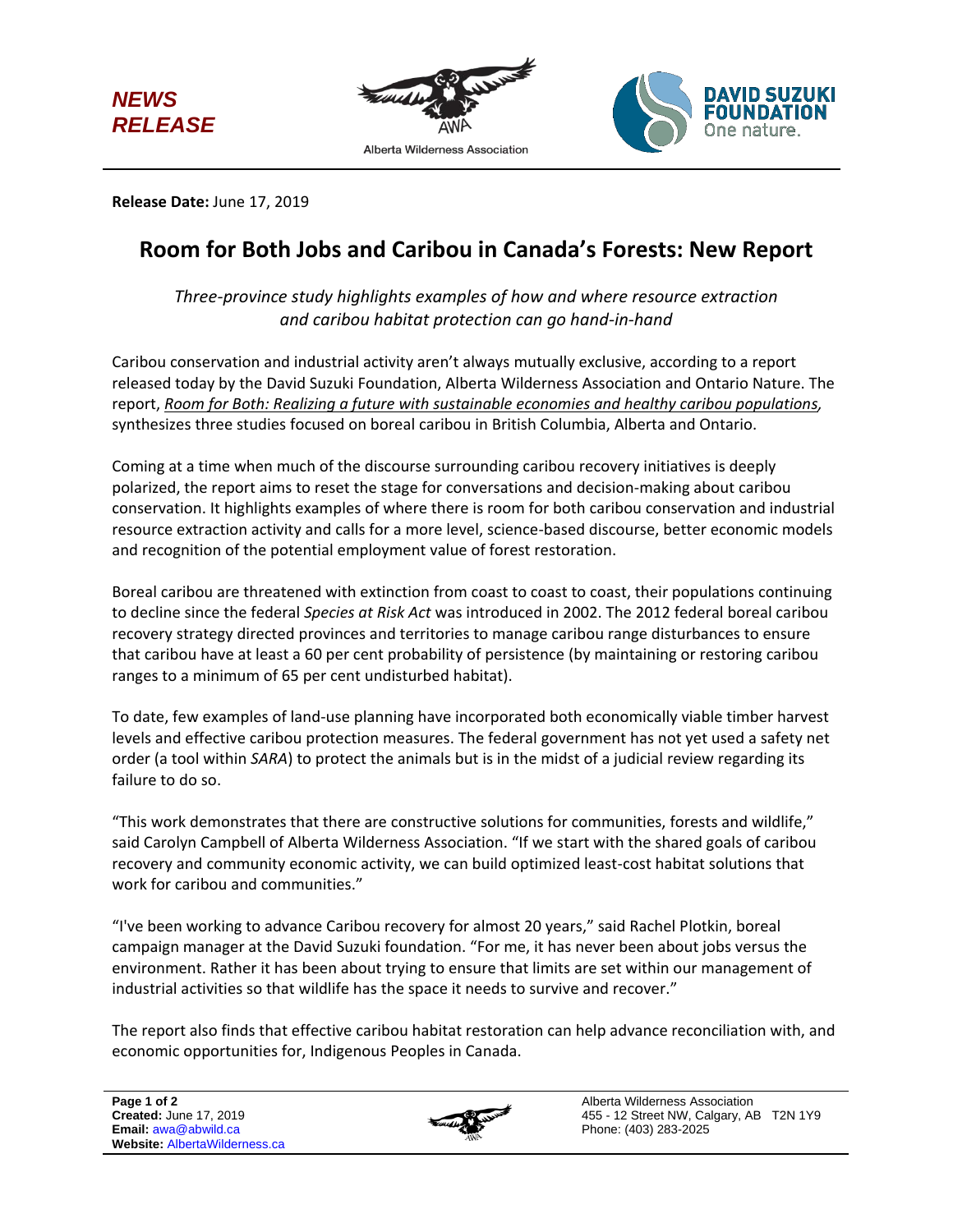*NEWS RELEASE*

Alberta Wilderness Association

DAVID SUZUKI FOUNDATION One nature.

**Release Date:** June 17, 2019

# Room for Both Jobs and Caribou in Canada's Forests: New Report

*Three-province study highlights examples of how and where resource extraction and caribou habitat protection can go hand-in-hand*

Caribou conservation and industrial activity aren't always mutually exclusive, according to a report released today by the David Suzuki Foundation, Alberta Wilderness Association and Ontario Nature. The report, *Room for Both: Realizing a future with sustainable economies and healthy caribou populations,* synthesizes three studies focused on boreal caribou in British Columbia, Alberta and Ontario.

Coming at a time when much of the discourse surrounding caribou recovery initiatives is deeply polarized, the report aims to reset the stage for conversations and decision-making about caribou conservation. It highlights examples of where there is room for both caribou conservation and industrial resource extraction activity and calls for a more level, science-based discourse, better economic models and recognition of the potential employment value of forest restoration.

Boreal caribou are threatened with extinction from coast to coast to coast, their populations continuing to decline since the federal *Species at Risk Act* was introduced in 2002. The 2012 federal boreal caribou recovery strategy directed provinces and territories to manage caribou range disturbances to ensure that caribou have at least a 60 per cent probability of persistence (by maintaining or restoring caribou ranges to a minimum of 65 per cent undisturbed habitat).

To date, few examples of land-use planning have incorporated both economically viable timber harvest levels and effective caribou protection measures. The federal government has not yet used a safety net order (a tool within *SARA*) to protect the animals but is in the midst of a judicial review regarding its failure to do so.

"This work demonstrates that there are constructive solutions for communities, forests and wildlife," said Carolyn Campbell of Alberta Wilderness Association. "If we start with the shared goals of caribou recovery and community economic activity, we can build optimized least-cost habitat solutions that work for caribou and communities."

"I've been working to advance Caribou recovery for almost 20 years," said Rachel Plotkin, boreal campaign manager at the David Suzuki foundation. "For me, it has never been about jobs versus the environment. Rather it has been about trying to ensure that limits are set within our management of industrial activities so that wildlife has the space it needs to survive and recover."

The report also finds that effective caribou habitat restoration can help advance reconciliation with, and economic opportunities for, Indigenous Peoples in Canada.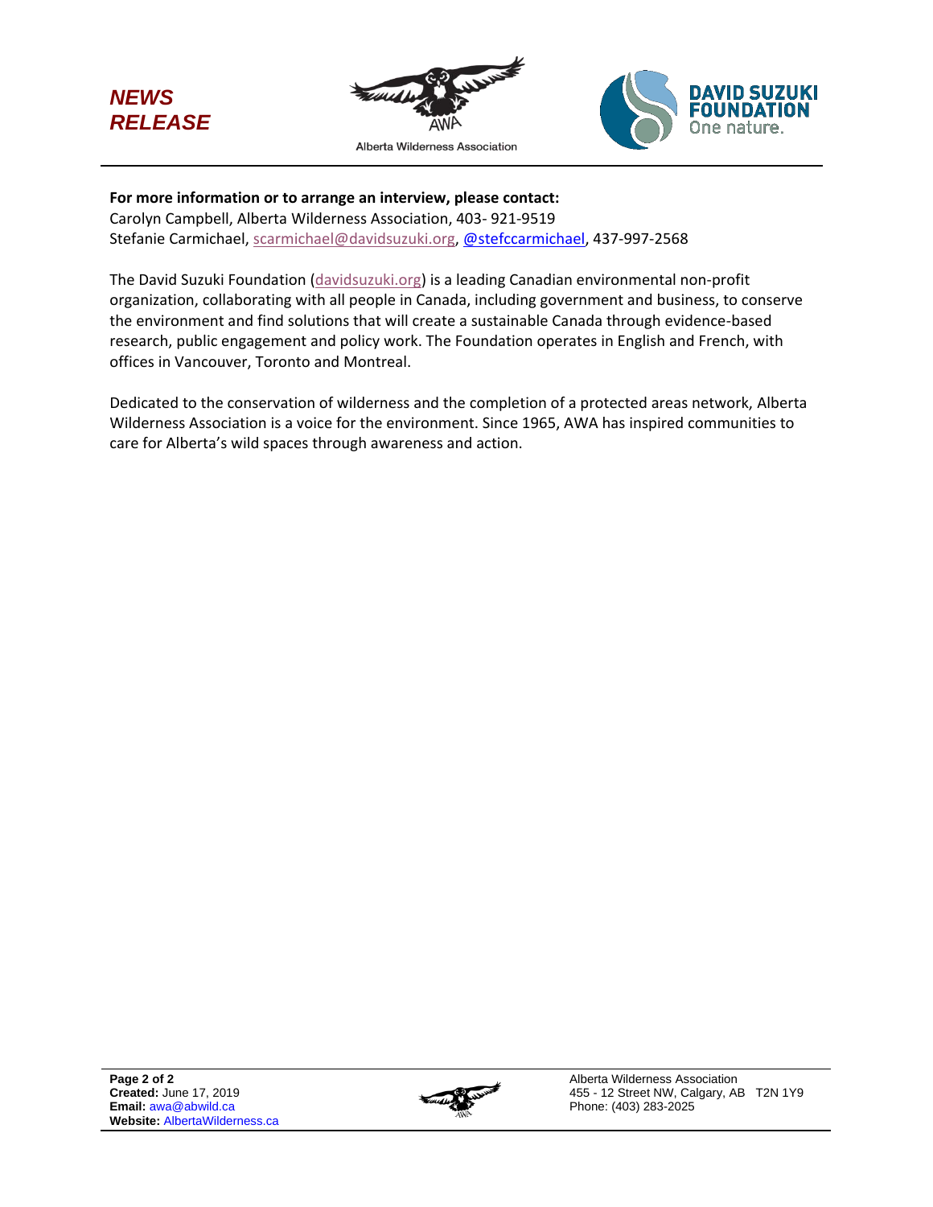**For more information or to arrange an interview, please contact:**
Carolyn Campbell, Alberta Wilderness Association, 403- 921-9519
Stefanie Carmichael, scarmichael@davidsuzuki.org, @stefccarmichael, 437-997-2568

The David Suzuki Foundation (davidsuzuki.org) is a leading Canadian environmental non-profit organization, collaborating with all people in Canada, including government and business, to conserve the environment and find solutions that will create a sustainable Canada through evidence-based research, public engagement and policy work. The Foundation operates in English and French, with offices in Vancouver, Toronto and Montreal.

Dedicated to the conservation of wilderness and the completion of a protected areas network, Alberta Wilderness Association is a voice for the environment. Since 1965, AWA has inspired communities to care for Alberta's wild spaces through awareness and action.